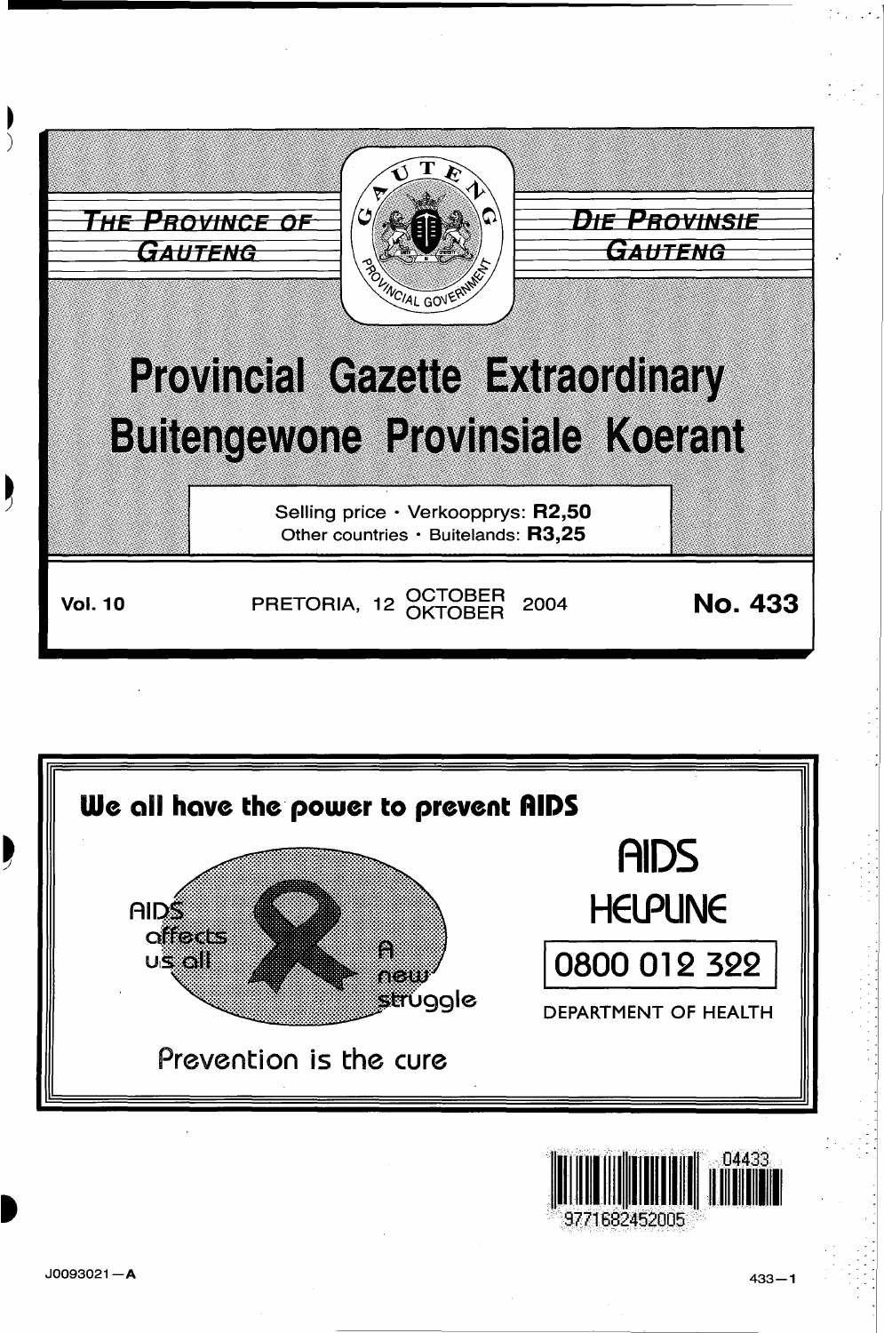THE PROVINCE OF GAUTENG

DIE PROVINSIE GAUTENG

# Provincial Gazette Extraordinary
# Buitengewone Provinsiale Koerant

Selling price · Verkoopprys: **R2,50**
Other countries · Buitelands: **R3,25**

**Vol. 10** PRETORIA, 12 OCTOBER OKTOBER 2004 **No. 433**

**We all have the power to prevent AIDS**

AIDS affects us all

A new struggle

Prevention is the cure

AIDS HELPLINE

0800 012 322

DEPARTMENT OF HEALTH

J0093021—A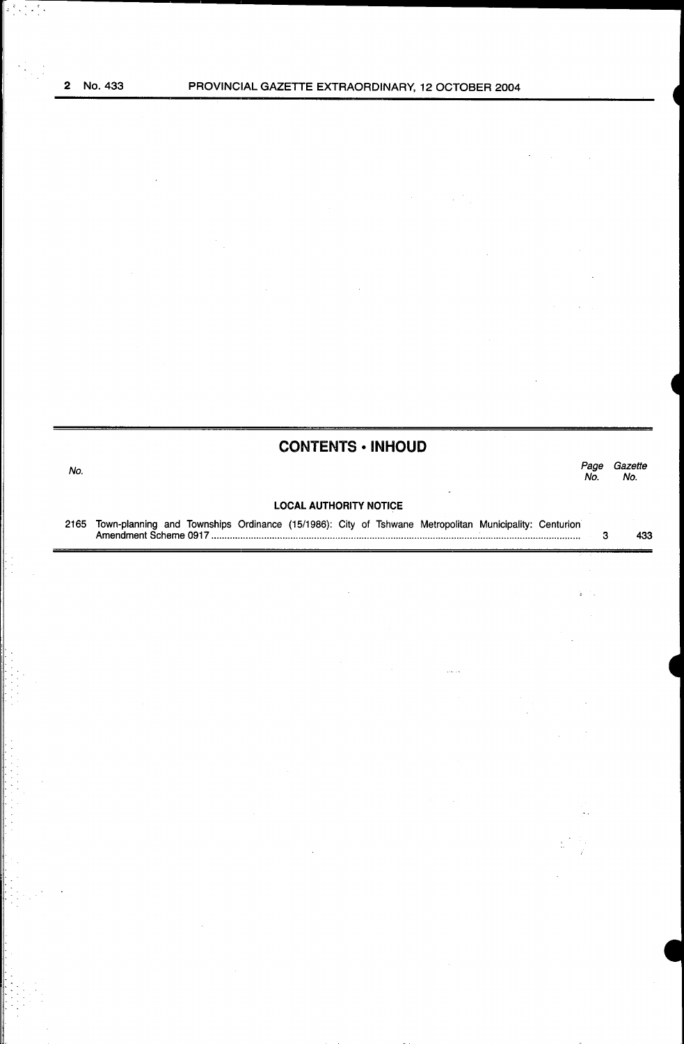## CONTENTS • INHOUD

| No. | | Page No. | Gazette No. |
|---|---|---|---|
| | **LOCAL AUTHORITY NOTICE** | | |
| 2165 | Town-planning and Townships Ordinance (15/1986): City of Tshwane Metropolitan Municipality: Centurion Amendment Scheme 0917 | 3 | 433 |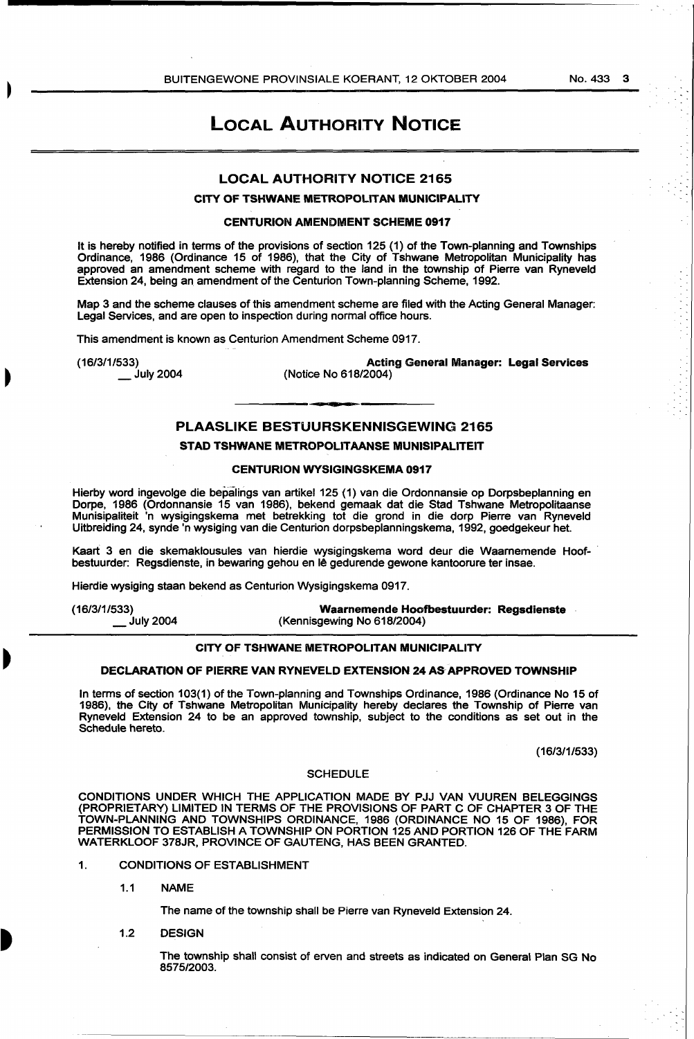# LOCAL AUTHORITY NOTICE

## LOCAL AUTHORITY NOTICE 2165

### CITY OF TSHWANE METROPOLITAN MUNICIPALITY

#### CENTURION AMENDMENT SCHEME 0917

It is hereby notified in terms of the provisions of section 125 (1) of the Town-planning and Townships Ordinance, 1986 (Ordinance 15 of 1986), that the City of Tshwane Metropolitan Municipality has approved an amendment scheme with regard to the land in the township of Pierre van Ryneveld Extension 24, being an amendment of the Centurion Town-planning Scheme, 1992.

Map 3 and the scheme clauses of this amendment scheme are filed with the Acting General Manager: Legal Services, and are open to inspection during normal office hours.

This amendment is known as Centurion Amendment Scheme 0917.

(16/3/1/533)
\_\_ July 2004

**Acting General Manager: Legal Services**
(Notice No 618/2004)

---

## PLAASLIKE BESTUURSKENNISGEWING 2165

### STAD TSHWANE METROPOLITAANSE MUNISIPALITEIT

#### CENTURION WYSIGINGSKEMA 0917

Hierby word ingevolge die bepalings van artikel 125 (1) van die Ordonnansie op Dorpsbeplanning en Dorpe, 1986 (Ordonnansie 15 van 1986), bekend gemaak dat die Stad Tshwane Metropolitaanse Munisipaliteit 'n wysigingskema met betrekking tot die grond in die dorp Pierre van Ryneveld Uitbreiding 24, synde 'n wysiging van die Centurion dorpsbeplanningskema, 1992, goedgekeur het.

Kaart 3 en die skemaklousules van hierdie wysigingskema word deur die Waarnemende Hoofbestuurder: Regsdienste, in bewaring gehou en lê gedurende gewone kantoorure ter insae.

Hierdie wysiging staan bekend as Centurion Wysigingskema 0917.

(16/3/1/533)
\_\_ July 2004

**Waarnemende Hoofbestuurder: Regsdienste**
(Kennisgewing No 618/2004)

---

#### CITY OF TSHWANE METROPOLITAN MUNICIPALITY

#### DECLARATION OF PIERRE VAN RYNEVELD EXTENSION 24 AS APPROVED TOWNSHIP

In terms of section 103(1) of the Town-planning and Townships Ordinance, 1986 (Ordinance No 15 of 1986), the City of Tshwane Metropolitan Municipality hereby declares the Township of Pierre van Ryneveld Extension 24 to be an approved township, subject to the conditions as set out in the Schedule hereto.

(16/3/1/533)

SCHEDULE

CONDITIONS UNDER WHICH THE APPLICATION MADE BY PJJ VAN VUUREN BELEGGINGS (PROPRIETARY) LIMITED IN TERMS OF THE PROVISIONS OF PART C OF CHAPTER 3 OF THE TOWN-PLANNING AND TOWNSHIPS ORDINANCE, 1986 (ORDINANCE NO 15 OF 1986), FOR PERMISSION TO ESTABLISH A TOWNSHIP ON PORTION 125 AND PORTION 126 OF THE FARM WATERKLOOF 378JR, PROVINCE OF GAUTENG, HAS BEEN GRANTED.

1. CONDITIONS OF ESTABLISHMENT

1.1 NAME

The name of the township shall be Pierre van Ryneveld Extension 24.

1.2 DESIGN

The township shall consist of erven and streets as indicated on General Plan SG No 8575/2003.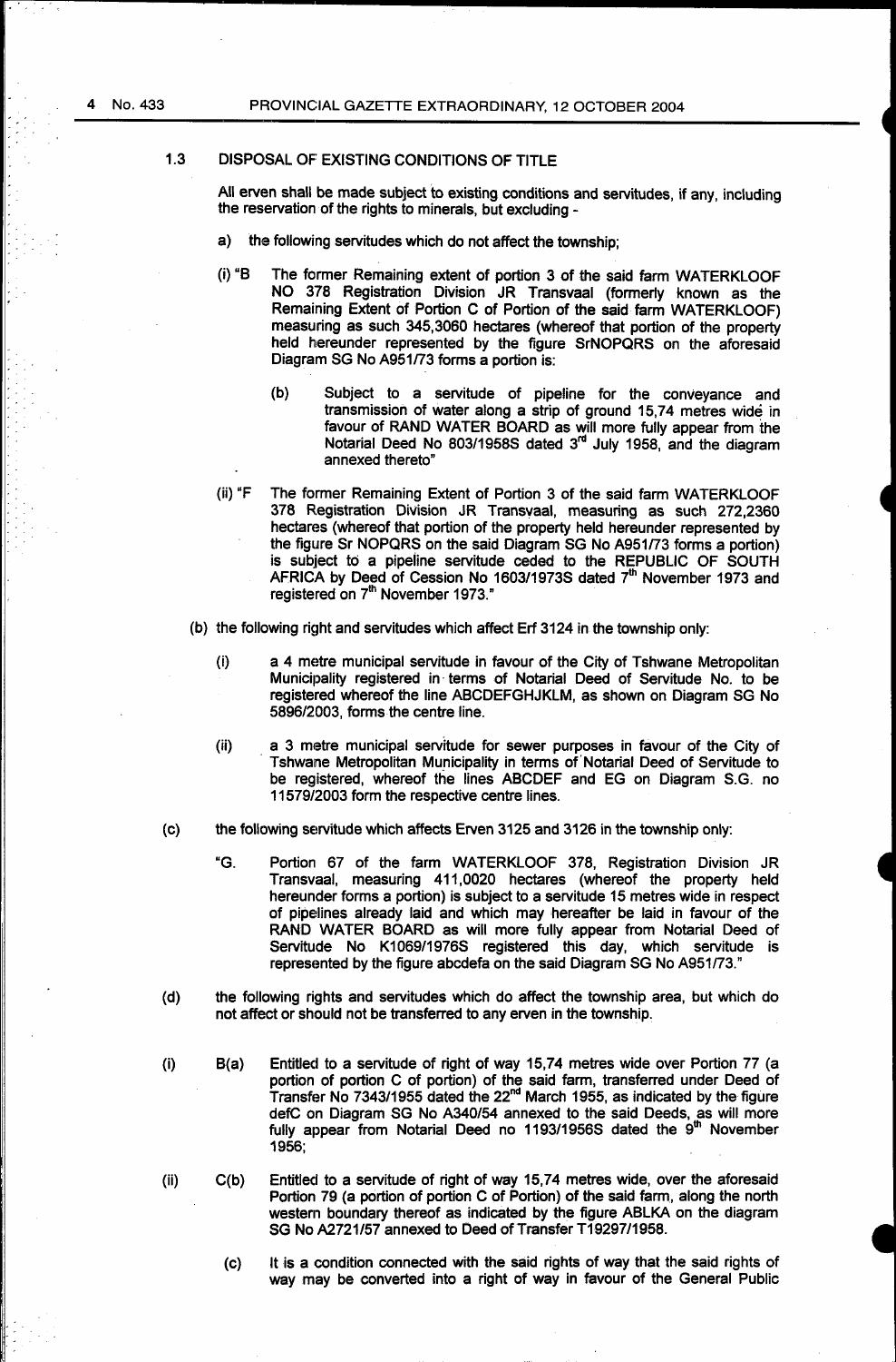### 1.3 DISPOSAL OF EXISTING CONDITIONS OF TITLE

All erven shall be made subject to existing conditions and servitudes, if any, including the reservation of the rights to minerals, but excluding -

a) the following servitudes which do not affect the township;

(i) "B The former Remaining extent of portion 3 of the said farm WATERKLOOF NO 378 Registration Division JR Transvaal (formerly known as the Remaining Extent of Portion C of Portion of the said farm WATERKLOOF) measuring as such 345,3060 hectares (whereof that portion of the property held hereunder represented by the figure SrNOPQRS on the aforesaid Diagram SG No A951/73 forms a portion is:

> (b) Subject to a servitude of pipeline for the conveyance and transmission of water along a strip of ground 15,74 metres wide in favour of RAND WATER BOARD as will more fully appear from the Notarial Deed No 803/1958S dated 3rd July 1958, and the diagram annexed thereto"

(ii) "F The former Remaining Extent of Portion 3 of the said farm WATERKLOOF 378 Registration Division JR Transvaal, measuring as such 272,2360 hectares (whereof that portion of the property held hereunder represented by the figure Sr NOPQRS on the said Diagram SG No A951/73 forms a portion) is subject to a pipeline servitude ceded to the REPUBLIC OF SOUTH AFRICA by Deed of Cession No 1603/1973S dated 7th November 1973 and registered on 7th November 1973."

(b) the following right and servitudes which affect Erf 3124 in the township only:

> (i) a 4 metre municipal servitude in favour of the City of Tshwane Metropolitan Municipality registered in terms of Notarial Deed of Servitude No. to be registered whereof the line ABCDEFGHJKLM, as shown on Diagram SG No 5896/2003, forms the centre line.
>
> (ii) a 3 metre municipal servitude for sewer purposes in favour of the City of Tshwane Metropolitan Municipality in terms of Notarial Deed of Servitude to be registered, whereof the lines ABCDEF and EG on Diagram S.G. no 11579/2003 form the respective centre lines.

(c) the following servitude which affects Erven 3125 and 3126 in the township only:

> "G. Portion 67 of the farm WATERKLOOF 378, Registration Division JR Transvaal, measuring 411,0020 hectares (whereof the property held hereunder forms a portion) is subject to a servitude 15 metres wide in respect of pipelines already laid and which may hereafter be laid in favour of the RAND WATER BOARD as will more fully appear from Notarial Deed of Servitude No K1069/1976S registered this day, which servitude is represented by the figure abcdefa on the said Diagram SG No A951/73."

(d) the following rights and servitudes which do affect the township area, but which do not affect or should not be transferred to any erven in the township.

(i) B(a) Entitled to a servitude of right of way 15,74 metres wide over Portion 77 (a portion of portion C of portion) of the said farm, transferred under Deed of Transfer No 7343/1955 dated the 22nd March 1955, as indicated by the figure defC on Diagram SG No A340/54 annexed to the said Deeds, as will more fully appear from Notarial Deed no 1193/1956S dated the 9th November 1956;

(ii) C(b) Entitled to a servitude of right of way 15,74 metres wide, over the aforesaid Portion 79 (a portion of portion C of Portion) of the said farm, along the north western boundary thereof as indicated by the figure ABLKA on the diagram SG No A2721/57 annexed to Deed of Transfer T19297/1958.

> (c) It is a condition connected with the said rights of way that the said rights of way may be converted into a right of way in favour of the General Public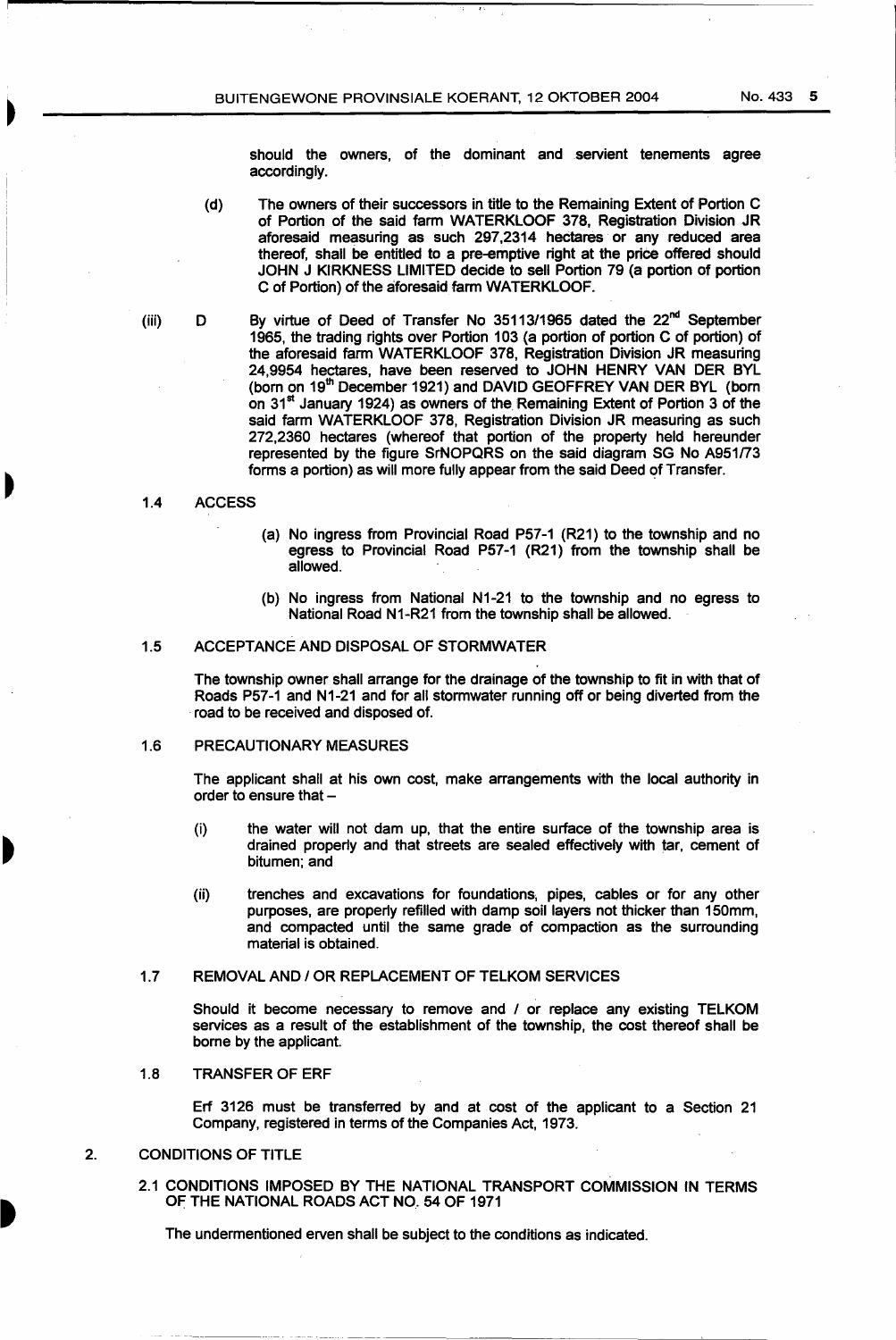should the owners, of the dominant and servient tenements agree accordingly.

(d) The owners of their successors in title to the Remaining Extent of Portion C of Portion of the said farm WATERKLOOF 378, Registration Division JR aforesaid measuring as such 297,2314 hectares or any reduced area thereof, shall be entitled to a pre-emptive right at the price offered should JOHN J KIRKNESS LIMITED decide to sell Portion 79 (a portion of portion C of Portion) of the aforesaid farm WATERKLOOF.

(iii) D By virtue of Deed of Transfer No 35113/1965 dated the 22[nd] September 1965, the trading rights over Portion 103 (a portion of portion C of portion) of the aforesaid farm WATERKLOOF 378, Registration Division JR measuring 24,9954 hectares, have been reserved to JOHN HENRY VAN DER BYL (born on 19[th] December 1921) and DAVID GEOFFREY VAN DER BYL (born on 31[st] January 1924) as owners of the Remaining Extent of Portion 3 of the said farm WATERKLOOF 378, Registration Division JR measuring as such 272,2360 hectares (whereof that portion of the property held hereunder represented by the figure SrNOPQRS on the said diagram SG No A951/73 forms a portion) as will more fully appear from the said Deed of Transfer.

1.4 ACCESS

(a) No ingress from Provincial Road P57-1 (R21) to the township and no egress to Provincial Road P57-1 (R21) from the township shall be allowed.

(b) No ingress from National N1-21 to the township and no egress to National Road N1-R21 from the township shall be allowed.

1.5 ACCEPTANCE AND DISPOSAL OF STORMWATER

The township owner shall arrange for the drainage of the township to fit in with that of Roads P57-1 and N1-21 and for all stormwater running off or being diverted from the road to be received and disposed of.

1.6 PRECAUTIONARY MEASURES

The applicant shall at his own cost, make arrangements with the local authority in order to ensure that –

(i) the water will not dam up, that the entire surface of the township area is drained properly and that streets are sealed effectively with tar, cement of bitumen; and

(ii) trenches and excavations for foundations, pipes, cables or for any other purposes, are properly refilled with damp soil layers not thicker than 150mm, and compacted until the same grade of compaction as the surrounding material is obtained.

1.7 REMOVAL AND / OR REPLACEMENT OF TELKOM SERVICES

Should it become necessary to remove and / or replace any existing TELKOM services as a result of the establishment of the township, the cost thereof shall be borne by the applicant.

1.8 TRANSFER OF ERF

Erf 3126 must be transferred by and at cost of the applicant to a Section 21 Company, registered in terms of the Companies Act, 1973.

2. CONDITIONS OF TITLE

2.1 CONDITIONS IMPOSED BY THE NATIONAL TRANSPORT COMMISSION IN TERMS OF THE NATIONAL ROADS ACT NO. 54 OF 1971

The undermentioned erven shall be subject to the conditions as indicated.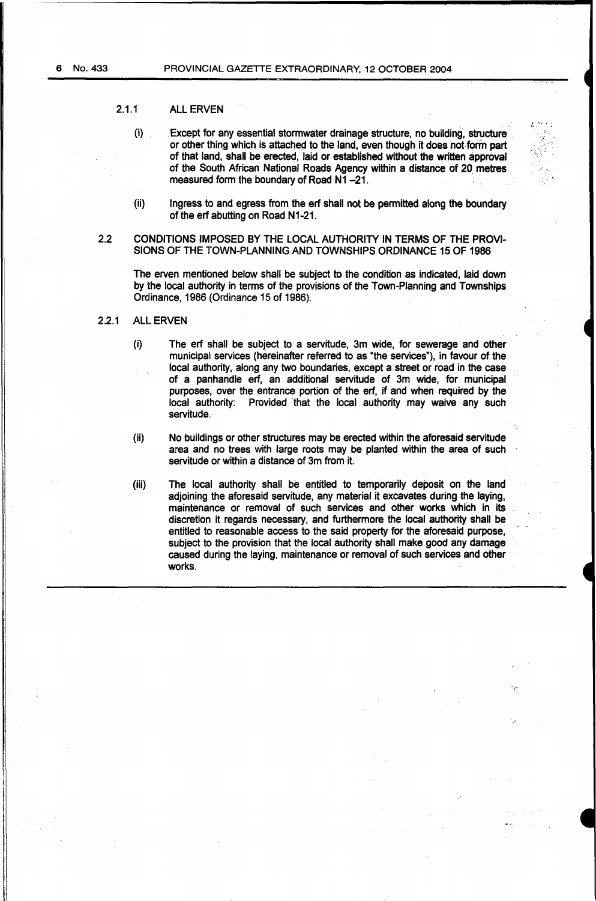2.1.1 ALL ERVEN

(i) Except for any essential stormwater drainage structure, no building, structure or other thing which is attached to the land, even though it does not form part of that land, shall be erected, laid or established without the written approval of the South African National Roads Agency within a distance of 20 metres measured form the boundary of Road N1 –21.

(ii) Ingress to and egress from the erf shall not be permitted along the boundary of the erf abutting on Road N1-21.

2.2 CONDITIONS IMPOSED BY THE LOCAL AUTHORITY IN TERMS OF THE PROVISIONS OF THE TOWN-PLANNING AND TOWNSHIPS ORDINANCE 15 OF 1986

The erven mentioned below shall be subject to the condition as indicated, laid down by the local authority in terms of the provisions of the Town-Planning and Townships Ordinance, 1986 (Ordinance 15 of 1986).

2.2.1 ALL ERVEN

(i) The erf shall be subject to a servitude, 3m wide, for sewerage and other municipal services (hereinafter referred to as "the services"), in favour of the local authority, along any two boundaries, except a street or road in the case of a panhandle erf, an additional servitude of 3m wide, for municipal purposes, over the entrance portion of the erf, if and when required by the local authority: Provided that the local authority may waive any such servitude.

(ii) No buildings or other structures may be erected within the aforesaid servitude area and no trees with large roots may be planted within the area of such servitude or within a distance of 3m from it.

(iii) The local authority shall be entitled to temporarily deposit on the land adjoining the aforesaid servitude, any material it excavates during the laying, maintenance or removal of such services and other works which in its discretion it regards necessary, and furthermore the local authority shall be entitled to reasonable access to the said property for the aforesaid purpose, subject to the provision that the local authority shall make good any damage caused during the laying, maintenance or removal of such services and other works.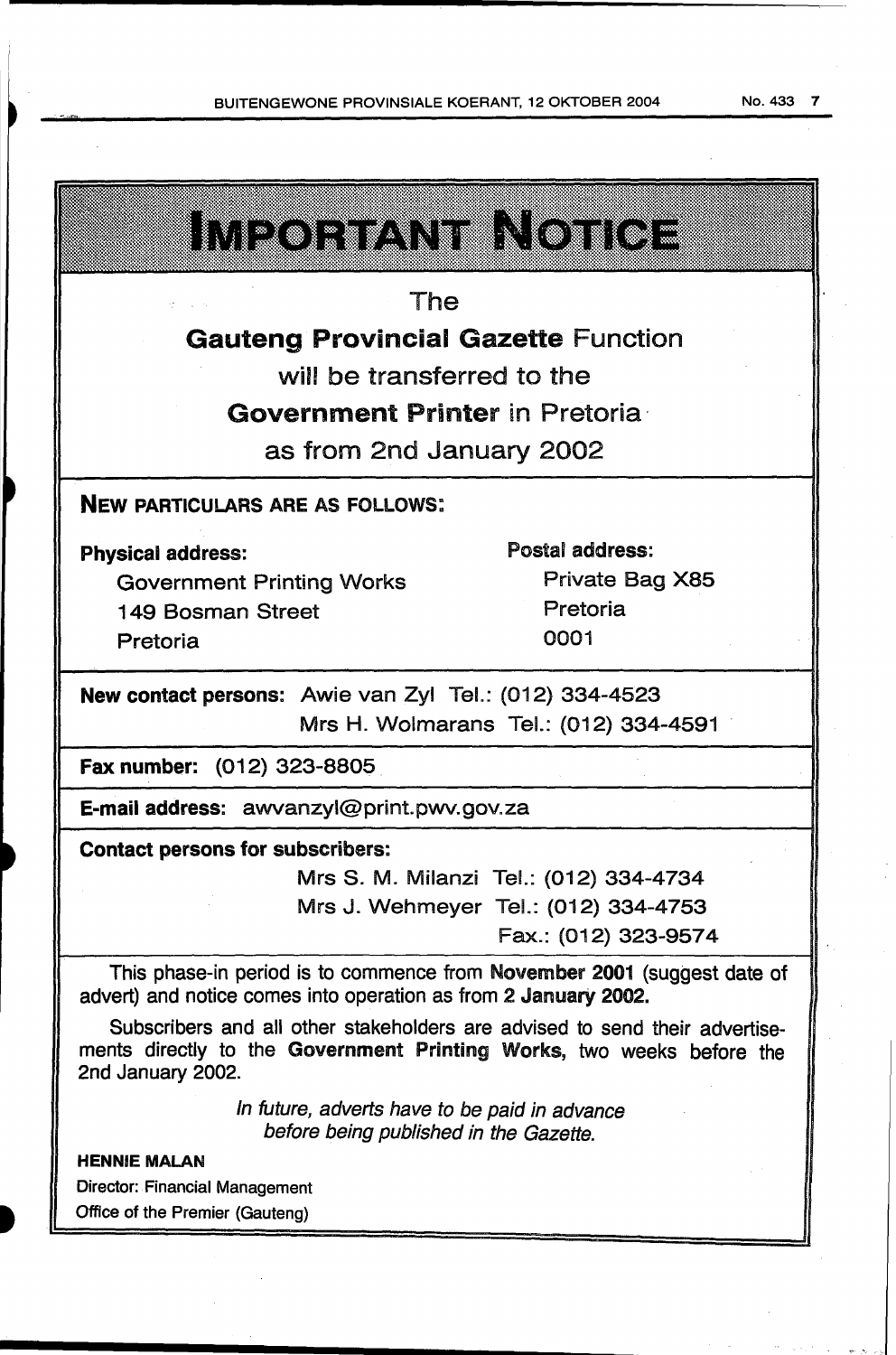# IMPORTANT NOTICE

The

**Gauteng Provincial Gazette** Function

will be transferred to the

**Government Printer** in Pretoria

as from 2nd January 2002

**NEW PARTICULARS ARE AS FOLLOWS:**

**Physical address:**
Government Printing Works
149 Bosman Street
Pretoria

**Postal address:**
Private Bag X85
Pretoria
0001

**New contact persons:** Awie van Zyl Tel.: (012) 334-4523
Mrs H. Wolmarans Tel.: (012) 334-4591

**Fax number:** (012) 323-8805

**E-mail address:** awvanzyl@print.pwv.gov.za

**Contact persons for subscribers:**
Mrs S. M. Milanzi Tel.: (012) 334-4734
Mrs J. Wehmeyer Tel.: (012) 334-4753
Fax.: (012) 323-9574

This phase-in period is to commence from **November 2001** (suggest date of advert) and notice comes into operation as from **2 January 2002.**

Subscribers and all other stakeholders are advised to send their advertisements directly to the **Government Printing Works,** two weeks before the 2nd January 2002.

*In future, adverts have to be paid in advance before being published in the Gazette.*

**HENNIE MALAN**
Director: Financial Management
Office of the Premier (Gauteng)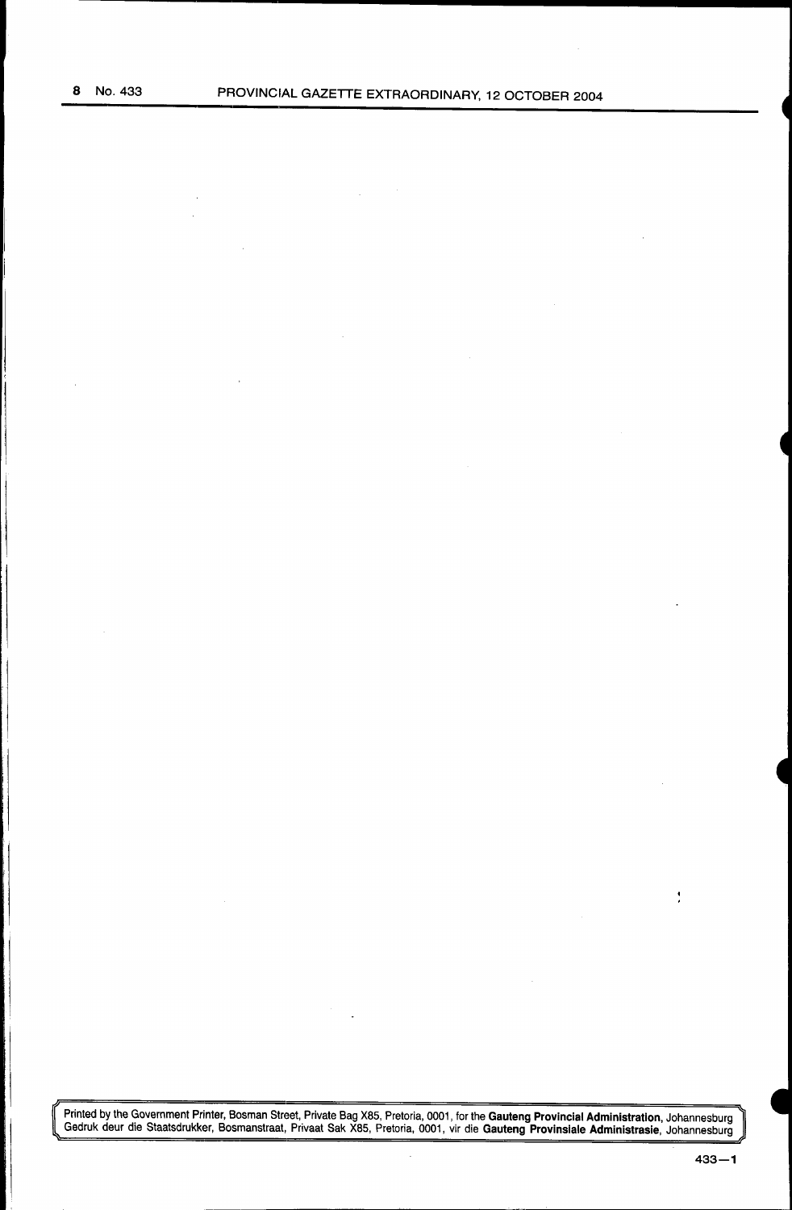Printed by the Government Printer, Bosman Street, Private Bag X85, Pretoria, 0001, for the **Gauteng Provincial Administration**, Johannesburg
Gedruk deur die Staatsdrukker, Bosmanstraat, Privaat Sak X85, Pretoria, 0001, vir die **Gauteng Provinsiale Administrasie**, Johannesburg

433—1